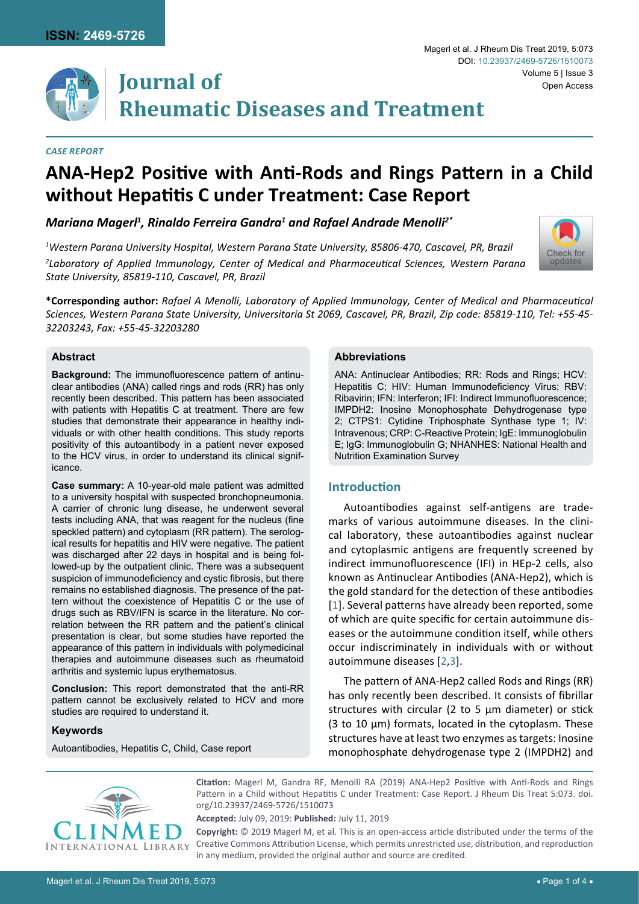*CASE REPORT*

# ANA-Hep2 Positive with Anti-Rods and Rings Pattern in a Child without Hepatitis C under Treatment: Case Report

***Mariana Magerl[1], Rinaldo Ferreira Gandra[1] and Rafael Andrade Menolli[2*]***

*[1]Western Parana University Hospital, Western Parana State University, 85806-470, Cascavel, PR, Brazil*

*[2]Laboratory of Applied Immunology, Center of Medical and Pharmaceutical Sciences, Western Parana State University, 85819-110, Cascavel, PR, Brazil*

**\*Corresponding author:** *Rafael A Menolli, Laboratory of Applied Immunology, Center of Medical and Pharmaceutical Sciences, Western Parana State University, Universitaria St 2069, Cascavel, PR, Brazil, Zip code: 85819-110, Tel: +55-45-32203243, Fax: +55-45-32203280*

## Abstract

**Background:** The immunofluorescence pattern of antinuclear antibodies (ANA) called rings and rods (RR) has only recently been described. This pattern has been associated with patients with Hepatitis C at treatment. There are few studies that demonstrate their appearance in healthy individuals or with other health conditions. This study reports positivity of this autoantibody in a patient never exposed to the HCV virus, in order to understand its clinical significance.

**Case summary:** A 10-year-old male patient was admitted to a university hospital with suspected bronchopneumonia. A carrier of chronic lung disease, he underwent several tests including ANA, that was reagent for the nucleus (fine speckled pattern) and cytoplasm (RR pattern). The serological results for hepatitis and HIV were negative. The patient was discharged after 22 days in hospital and is being followed-up by the outpatient clinic. There was a subsequent suspicion of immunodeficiency and cystic fibrosis, but there remains no established diagnosis. The presence of the pattern without the coexistence of Hepatitis C or the use of drugs such as RBV/IFN is scarce in the literature. No correlation between the RR pattern and the patient's clinical presentation is clear, but some studies have reported the appearance of this pattern in individuals with polymedicinal therapies and autoimmune diseases such as rheumatoid arthritis and systemic lupus erythematosus.

**Conclusion:** This report demonstrated that the anti-RR pattern cannot be exclusively related to HCV and more studies are required to understand it.

### Keywords

Autoantibodies, Hepatitis C, Child, Case report

### Abbreviations

ANA: Antinuclear Antibodies; RR: Rods and Rings; HCV: Hepatitis C; HIV: Human Immunodeficiency Virus; RBV: Ribavirin; IFN: Interferon; IFI: Indirect Immunofluorescence; IMPDH2: Inosine Monophosphate Dehydrogenase type 2; CTPS1: Cytidine Triphosphate Synthase type 1; IV: Intravenous; CRP: C-Reactive Protein; IgE: Immunoglobulin E; IgG: Immunoglobulin G; NHANHES: National Health and Nutrition Examination Survey

## Introduction

Autoantibodies against self-antigens are trademarks of various autoimmune diseases. In the clinical laboratory, these autoantibodies against nuclear and cytoplasmic antigens are frequently screened by indirect immunofluorescence (IFI) in HEp-2 cells, also known as Antinuclear Antibodies (ANA-Hep2), which is the gold standard for the detection of these antibodies [1]. Several patterns have already been reported, some of which are quite specific for certain autoimmune diseases or the autoimmune condition itself, while others occur indiscriminately in individuals with or without autoimmune diseases [2,3].

The pattern of ANA-Hep2 called Rods and Rings (RR) has only recently been described. It consists of fibrillar structures with circular (2 to 5 µm diameter) or stick (3 to 10 µm) formats, located in the cytoplasm. These structures have at least two enzymes as targets: Inosine monophosphate dehydrogenase type 2 (IMPDH2) and

**Citation:** Magerl M, Gandra RF, Menolli RA (2019) ANA-Hep2 Positive with Anti-Rods and Rings Pattern in a Child without Hepatitis C under Treatment: Case Report. J Rheum Dis Treat 5:073. doi.org/10.23937/2469-5726/1510073

**Accepted:** July 09, 2019: **Published:** July 11, 2019

**Copyright:** © 2019 Magerl M, et al. This is an open-access article distributed under the terms of the Creative Commons Attribution License, which permits unrestricted use, distribution, and reproduction in any medium, provided the original author and source are credited.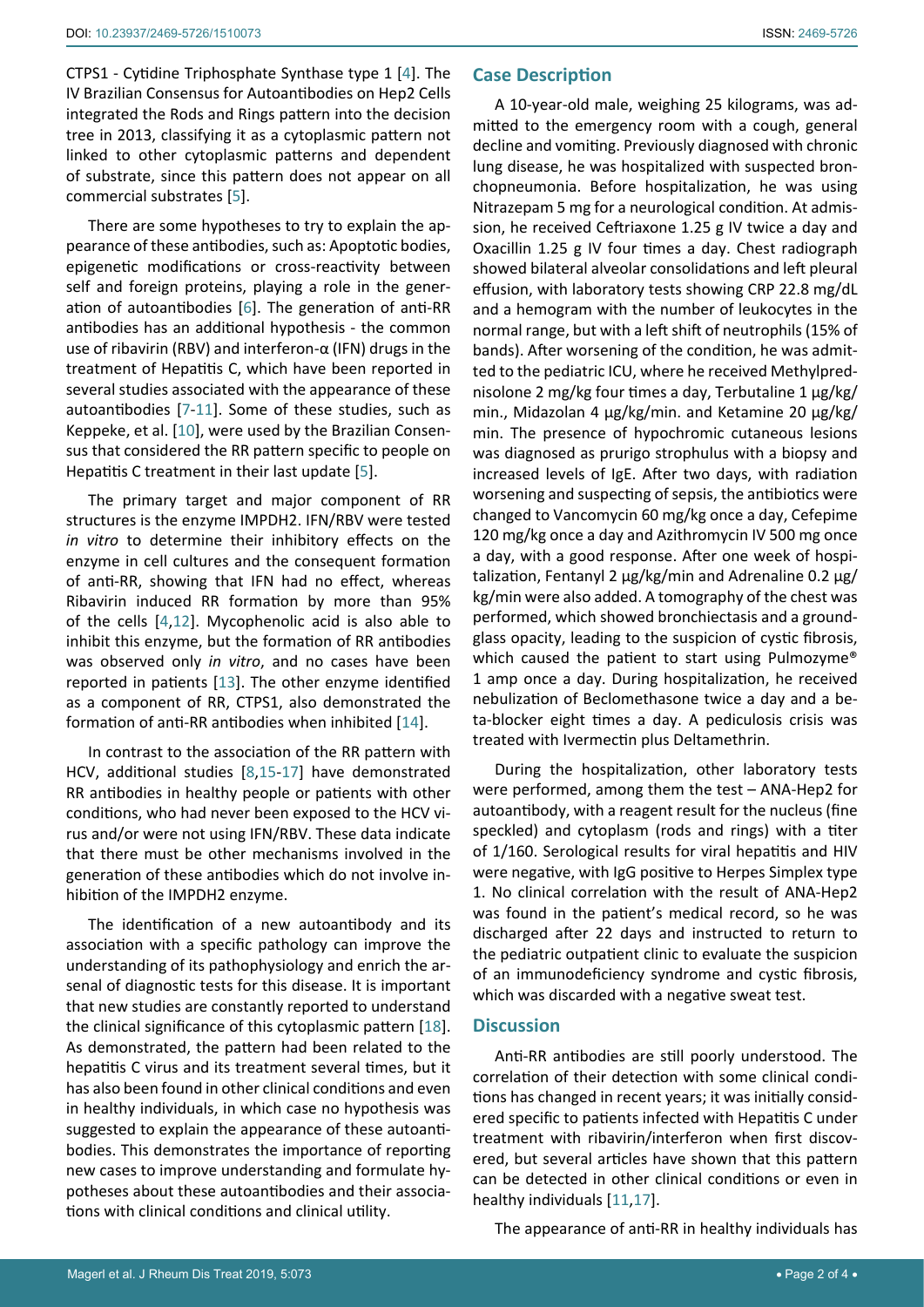CTPS1 - Cytidine Triphosphate Synthase type 1 [4]. The IV Brazilian Consensus for Autoantibodies on Hep2 Cells integrated the Rods and Rings pattern into the decision tree in 2013, classifying it as a cytoplasmic pattern not linked to other cytoplasmic patterns and dependent of substrate, since this pattern does not appear on all commercial substrates [5].

There are some hypotheses to try to explain the appearance of these antibodies, such as: Apoptotic bodies, epigenetic modifications or cross-reactivity between self and foreign proteins, playing a role in the generation of autoantibodies [6]. The generation of anti-RR antibodies has an additional hypothesis - the common use of ribavirin (RBV) and interferon-α (IFN) drugs in the treatment of Hepatitis C, which have been reported in several studies associated with the appearance of these autoantibodies [7-11]. Some of these studies, such as Keppeke, et al. [10], were used by the Brazilian Consensus that considered the RR pattern specific to people on Hepatitis C treatment in their last update [5].

The primary target and major component of RR structures is the enzyme IMPDH2. IFN/RBV were tested *in vitro* to determine their inhibitory effects on the enzyme in cell cultures and the consequent formation of anti-RR, showing that IFN had no effect, whereas Ribavirin induced RR formation by more than 95% of the cells [4,12]. Mycophenolic acid is also able to inhibit this enzyme, but the formation of RR antibodies was observed only *in vitro*, and no cases have been reported in patients [13]. The other enzyme identified as a component of RR, CTPS1, also demonstrated the formation of anti-RR antibodies when inhibited [14].

In contrast to the association of the RR pattern with HCV, additional studies [8,15-17] have demonstrated RR antibodies in healthy people or patients with other conditions, who had never been exposed to the HCV virus and/or were not using IFN/RBV. These data indicate that there must be other mechanisms involved in the generation of these antibodies which do not involve inhibition of the IMPDH2 enzyme.

The identification of a new autoantibody and its association with a specific pathology can improve the understanding of its pathophysiology and enrich the arsenal of diagnostic tests for this disease. It is important that new studies are constantly reported to understand the clinical significance of this cytoplasmic pattern [18]. As demonstrated, the pattern had been related to the hepatitis C virus and its treatment several times, but it has also been found in other clinical conditions and even in healthy individuals, in which case no hypothesis was suggested to explain the appearance of these autoantibodies. This demonstrates the importance of reporting new cases to improve understanding and formulate hypotheses about these autoantibodies and their associations with clinical conditions and clinical utility.

## Case Description

A 10-year-old male, weighing 25 kilograms, was admitted to the emergency room with a cough, general decline and vomiting. Previously diagnosed with chronic lung disease, he was hospitalized with suspected bronchopneumonia. Before hospitalization, he was using Nitrazepam 5 mg for a neurological condition. At admission, he received Ceftriaxone 1.25 g IV twice a day and Oxacillin 1.25 g IV four times a day. Chest radiograph showed bilateral alveolar consolidations and left pleural effusion, with laboratory tests showing CRP 22.8 mg/dL and a hemogram with the number of leukocytes in the normal range, but with a left shift of neutrophils (15% of bands). After worsening of the condition, he was admitted to the pediatric ICU, where he received Methylprednisolone 2 mg/kg four times a day, Terbutaline 1 μg/kg/min., Midazolan 4 μg/kg/min. and Ketamine 20 μg/kg/min. The presence of hypochromic cutaneous lesions was diagnosed as prurigo strophulus with a biopsy and increased levels of IgE. After two days, with radiation worsening and suspecting of sepsis, the antibiotics were changed to Vancomycin 60 mg/kg once a day, Cefepime 120 mg/kg once a day and Azithromycin IV 500 mg once a day, with a good response. After one week of hospitalization, Fentanyl 2 μg/kg/min and Adrenaline 0.2 μg/kg/min were also added. A tomography of the chest was performed, which showed bronchiectasis and a ground-glass opacity, leading to the suspicion of cystic fibrosis, which caused the patient to start using Pulmozyme® 1 amp once a day. During hospitalization, he received nebulization of Beclomethasone twice a day and a beta-blocker eight times a day. A pediculosis crisis was treated with Ivermectin plus Deltamethrin.

During the hospitalization, other laboratory tests were performed, among them the test – ANA-Hep2 for autoantibody, with a reagent result for the nucleus (fine speckled) and cytoplasm (rods and rings) with a titer of 1/160. Serological results for viral hepatitis and HIV were negative, with IgG positive to Herpes Simplex type 1. No clinical correlation with the result of ANA-Hep2 was found in the patient's medical record, so he was discharged after 22 days and instructed to return to the pediatric outpatient clinic to evaluate the suspicion of an immunodeficiency syndrome and cystic fibrosis, which was discarded with a negative sweat test.

## Discussion

Anti-RR antibodies are still poorly understood. The correlation of their detection with some clinical conditions has changed in recent years; it was initially considered specific to patients infected with Hepatitis C under treatment with ribavirin/interferon when first discovered, but several articles have shown that this pattern can be detected in other clinical conditions or even in healthy individuals [11,17].

The appearance of anti-RR in healthy individuals has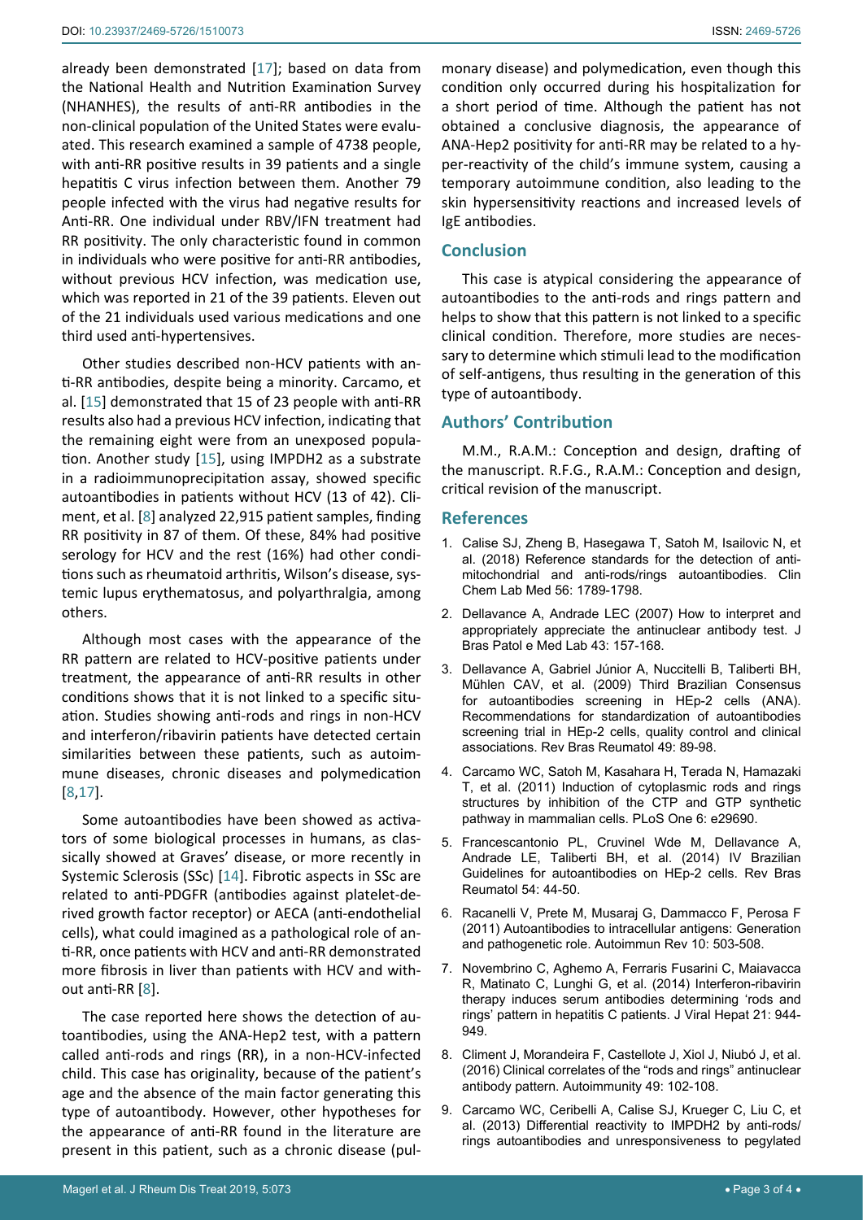already been demonstrated [17]; based on data from the National Health and Nutrition Examination Survey (NHANHES), the results of anti-RR antibodies in the non-clinical population of the United States were evaluated. This research examined a sample of 4738 people, with anti-RR positive results in 39 patients and a single hepatitis C virus infection between them. Another 79 people infected with the virus had negative results for Anti-RR. One individual under RBV/IFN treatment had RR positivity. The only characteristic found in common in individuals who were positive for anti-RR antibodies, without previous HCV infection, was medication use, which was reported in 21 of the 39 patients. Eleven out of the 21 individuals used various medications and one third used anti-hypertensives.

Other studies described non-HCV patients with anti-RR antibodies, despite being a minority. Carcamo, et al. [15] demonstrated that 15 of 23 people with anti-RR results also had a previous HCV infection, indicating that the remaining eight were from an unexposed population. Another study [15], using IMPDH2 as a substrate in a radioimmunoprecipitation assay, showed specific autoantibodies in patients without HCV (13 of 42). Climent, et al. [8] analyzed 22,915 patient samples, finding RR positivity in 87 of them. Of these, 84% had positive serology for HCV and the rest (16%) had other conditions such as rheumatoid arthritis, Wilson's disease, systemic lupus erythematosus, and polyarthralgia, among others.

Although most cases with the appearance of the RR pattern are related to HCV-positive patients under treatment, the appearance of anti-RR results in other conditions shows that it is not linked to a specific situation. Studies showing anti-rods and rings in non-HCV and interferon/ribavirin patients have detected certain similarities between these patients, such as autoimmune diseases, chronic diseases and polymedication [8,17].

Some autoantibodies have been showed as activators of some biological processes in humans, as classically showed at Graves' disease, or more recently in Systemic Sclerosis (SSc) [14]. Fibrotic aspects in SSc are related to anti-PDGFR (antibodies against platelet-derived growth factor receptor) or AECA (anti-endothelial cells), what could imagined as a pathological role of anti-RR, once patients with HCV and anti-RR demonstrated more fibrosis in liver than patients with HCV and without anti-RR [8].

The case reported here shows the detection of autoantibodies, using the ANA-Hep2 test, with a pattern called anti-rods and rings (RR), in a non-HCV-infected child. This case has originality, because of the patient's age and the absence of the main factor generating this type of autoantibody. However, other hypotheses for the appearance of anti-RR found in the literature are present in this patient, such as a chronic disease (pulmonary disease) and polymedication, even though this condition only occurred during his hospitalization for a short period of time. Although the patient has not obtained a conclusive diagnosis, the appearance of ANA-Hep2 positivity for anti-RR may be related to a hyper-reactivity of the child's immune system, causing a temporary autoimmune condition, also leading to the skin hypersensitivity reactions and increased levels of IgE antibodies.

## Conclusion

This case is atypical considering the appearance of autoantibodies to the anti-rods and rings pattern and helps to show that this pattern is not linked to a specific clinical condition. Therefore, more studies are necessary to determine which stimuli lead to the modification of self-antigens, thus resulting in the generation of this type of autoantibody.

## Authors' Contribution

M.M., R.A.M.: Conception and design, drafting of the manuscript. R.F.G., R.A.M.: Conception and design, critical revision of the manuscript.

## References

1. Calise SJ, Zheng B, Hasegawa T, Satoh M, Isailovic N, et al. (2018) Reference standards for the detection of anti-mitochondrial and anti-rods/rings autoantibodies. Clin Chem Lab Med 56: 1789-1798.
2. Dellavance A, Andrade LEC (2007) How to interpret and appropriately appreciate the antinuclear antibody test. J Bras Patol e Med Lab 43: 157-168.
3. Dellavance A, Gabriel Júnior A, Nuccitelli B, Taliberti BH, Mühlen CAV, et al. (2009) Third Brazilian Consensus for autoantibodies screening in HEp-2 cells (ANA). Recommendations for standardization of autoantibodies screening trial in HEp-2 cells, quality control and clinical associations. Rev Bras Reumatol 49: 89-98.
4. Carcamo WC, Satoh M, Kasahara H, Terada N, Hamazaki T, et al. (2011) Induction of cytoplasmic rods and rings structures by inhibition of the CTP and GTP synthetic pathway in mammalian cells. PLoS One 6: e29690.
5. Francescantonio PL, Cruvinel Wde M, Dellavance A, Andrade LE, Taliberti BH, et al. (2014) IV Brazilian Guidelines for autoantibodies on HEp-2 cells. Rev Bras Reumatol 54: 44-50.
6. Racanelli V, Prete M, Musaraj G, Dammacco F, Perosa F (2011) Autoantibodies to intracellular antigens: Generation and pathogenetic role. Autoimmun Rev 10: 503-508.
7. Novembrino C, Aghemo A, Ferraris Fusarini C, Maiavacca R, Matinato C, Lunghi G, et al. (2014) Interferon-ribavirin therapy induces serum antibodies determining 'rods and rings' pattern in hepatitis C patients. J Viral Hepat 21: 944-949.
8. Climent J, Morandeira F, Castellote J, Xiol J, Niubó J, et al. (2016) Clinical correlates of the "rods and rings" antinuclear antibody pattern. Autoimmunity 49: 102-108.
9. Carcamo WC, Ceribelli A, Calise SJ, Krueger C, Liu C, et al. (2013) Differential reactivity to IMPDH2 by anti-rods/rings autoantibodies and unresponsiveness to pegylated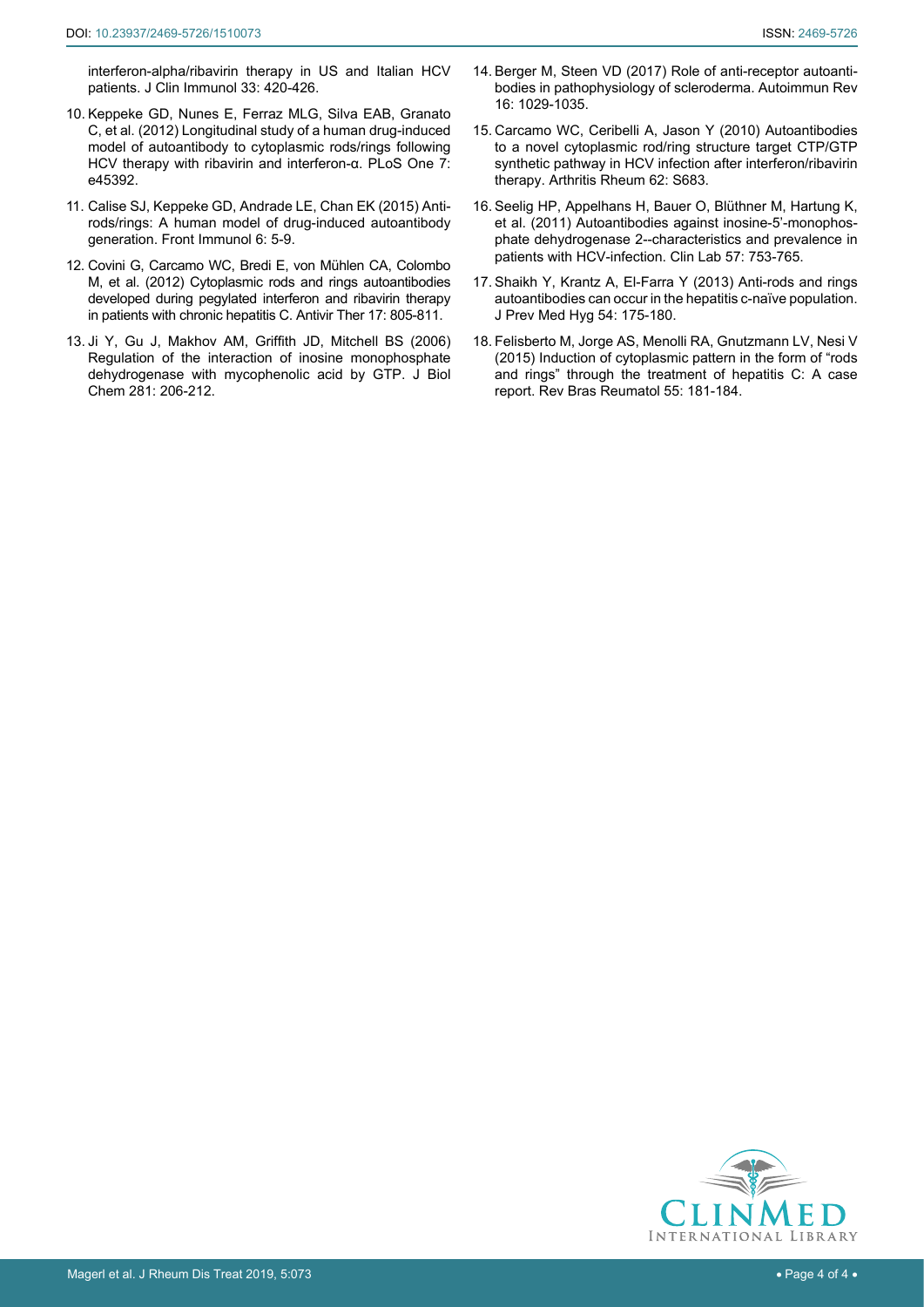interferon-alpha/ribavirin therapy in US and Italian HCV patients. J Clin Immunol 33: 420-426.

10. Keppeke GD, Nunes E, Ferraz MLG, Silva EAB, Granato C, et al. (2012) Longitudinal study of a human drug-induced model of autoantibody to cytoplasmic rods/rings following HCV therapy with ribavirin and interferon-α. PLoS One 7: e45392.
11. Calise SJ, Keppeke GD, Andrade LE, Chan EK (2015) Anti-rods/rings: A human model of drug-induced autoantibody generation. Front Immunol 6: 5-9.
12. Covini G, Carcamo WC, Bredi E, von Mühlen CA, Colombo M, et al. (2012) Cytoplasmic rods and rings autoantibodies developed during pegylated interferon and ribavirin therapy in patients with chronic hepatitis C. Antivir Ther 17: 805-811.
13. Ji Y, Gu J, Makhov AM, Griffith JD, Mitchell BS (2006) Regulation of the interaction of inosine monophosphate dehydrogenase with mycophenolic acid by GTP. J Biol Chem 281: 206-212.
14. Berger M, Steen VD (2017) Role of anti-receptor autoantibodies in pathophysiology of scleroderma. Autoimmun Rev 16: 1029-1035.
15. Carcamo WC, Ceribelli A, Jason Y (2010) Autoantibodies to a novel cytoplasmic rod/ring structure target CTP/GTP synthetic pathway in HCV infection after interferon/ribavirin therapy. Arthritis Rheum 62: S683.
16. Seelig HP, Appelhans H, Bauer O, Blüthner M, Hartung K, et al. (2011) Autoantibodies against inosine-5'-monophosphate dehydrogenase 2--characteristics and prevalence in patients with HCV-infection. Clin Lab 57: 753-765.
17. Shaikh Y, Krantz A, El-Farra Y (2013) Anti-rods and rings autoantibodies can occur in the hepatitis c-naïve population. J Prev Med Hyg 54: 175-180.
18. Felisberto M, Jorge AS, Menolli RA, Gnutzmann LV, Nesi V (2015) Induction of cytoplasmic pattern in the form of "rods and rings" through the treatment of hepatitis C: A case report. Rev Bras Reumatol 55: 181-184.